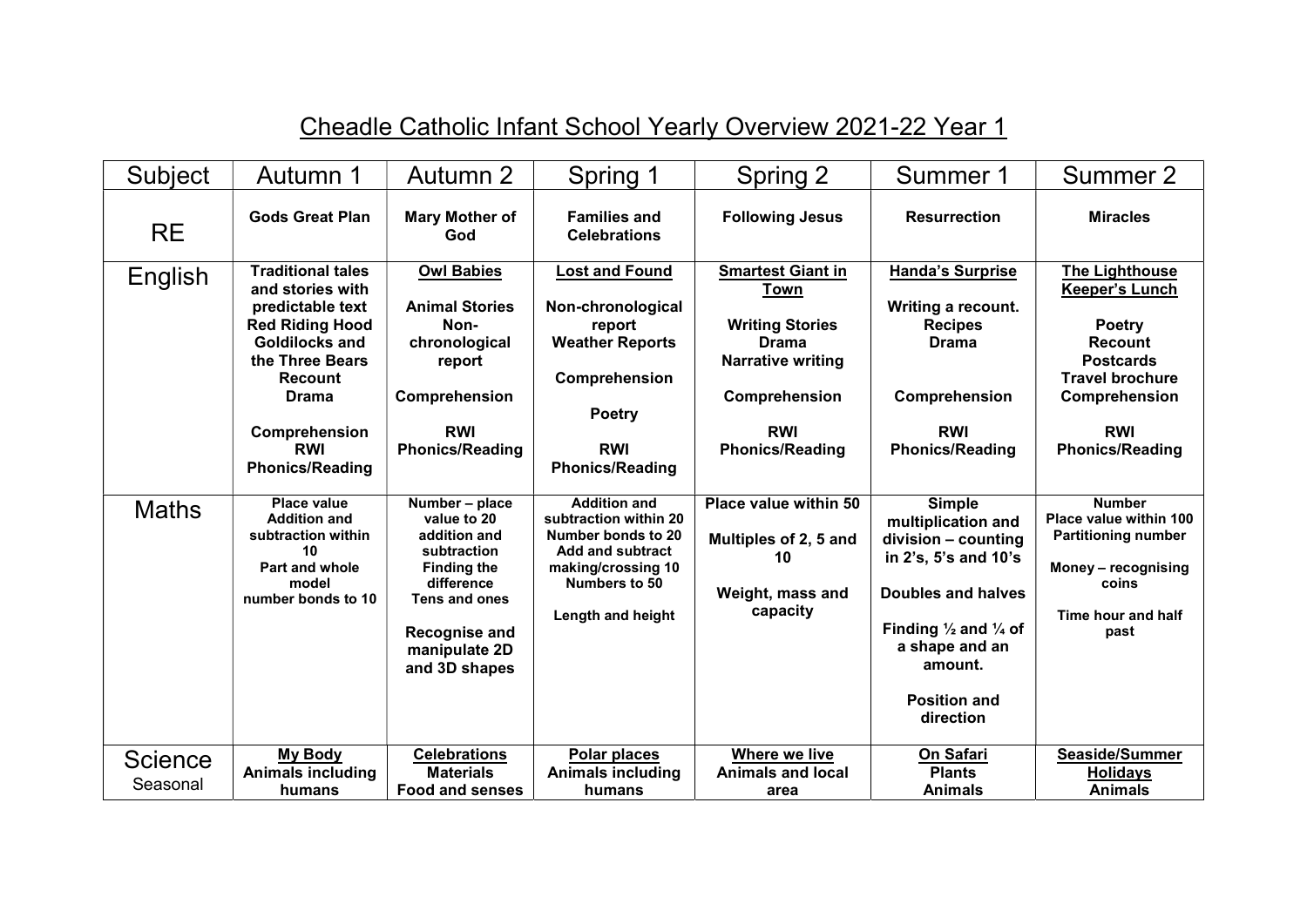# Cheadle Catholic Infant School Yearly Overview 2021-22 Year 1

| Subject | Autumn 1 | Autumn 2 | Spring 1 | Spring 2 | Summer 1 | Summer 2 |
|---|---|---|---|---|---|---|
| RE | **Gods Great Plan** | **Mary Mother of God** | **Families and Celebrations** | **Following Jesus** | **Resurrection** | **Miracles** |
| English | **Traditional tales and stories with predictable text**<br>**Red Riding Hood**<br>**Goldilocks and the Three Bears**<br>**Recount**<br>**Drama**<br><br>**Comprehension**<br>**RWI**<br>**Phonics/Reading** | **Owl Babies**<br><br>**Animal Stories**<br>**Non-chronological report**<br><br>**Comprehension**<br><br>**RWI**<br>**Phonics/Reading** | **Lost and Found**<br><br>**Non-chronological report**<br>**Weather Reports**<br><br>**Comprehension**<br><br>**Poetry**<br><br>**RWI**<br>**Phonics/Reading** | **Smartest Giant in Town**<br><br>**Writing Stories**<br>**Drama**<br>**Narrative writing**<br><br>**Comprehension**<br><br>**RWI**<br>**Phonics/Reading** | **Handa's Surprise**<br><br>**Writing a recount.**<br>**Recipes**<br>**Drama**<br><br><br>**Comprehension**<br><br>**RWI**<br>**Phonics/Reading** | **The Lighthouse Keeper's Lunch**<br><br>**Poetry**<br>**Recount**<br>**Postcards**<br>**Travel brochure**<br>**Comprehension**<br><br>**RWI**<br>**Phonics/Reading** |
| Maths | **Place value**<br>**Addition and subtraction within 10**<br>**Part and whole model**<br>**number bonds to 10** | **Number – place value to 20**<br>**addition and subtraction**<br>**Finding the difference**<br>**Tens and ones**<br><br>**Recognise and manipulate 2D and 3D shapes** | **Addition and subtraction within 20**<br>**Number bonds to 20**<br>**Add and subtract making/crossing 10**<br>**Numbers to 50**<br><br>**Length and height** | **Place value within 50**<br><br>**Multiples of 2, 5 and 10**<br><br>**Weight, mass and capacity** | **Simple multiplication and division – counting in 2's, 5's and 10's**<br><br>**Doubles and halves**<br><br>**Finding ½ and ¼ of a shape and an amount.**<br><br>**Position and direction** | **Number**<br>**Place value within 100**<br>**Partitioning number**<br><br>**Money – recognising coins**<br><br>**Time hour and half past** |
| Science<br>Seasonal | **My Body**<br>**Animals including humans** | **Celebrations**<br>**Materials**<br>**Food and senses** | **Polar places**<br>**Animals including humans** | **Where we live**<br>**Animals and local area** | **On Safari**<br>**Plants**<br>**Animals** | **Seaside/Summer Holidays**<br>**Animals** |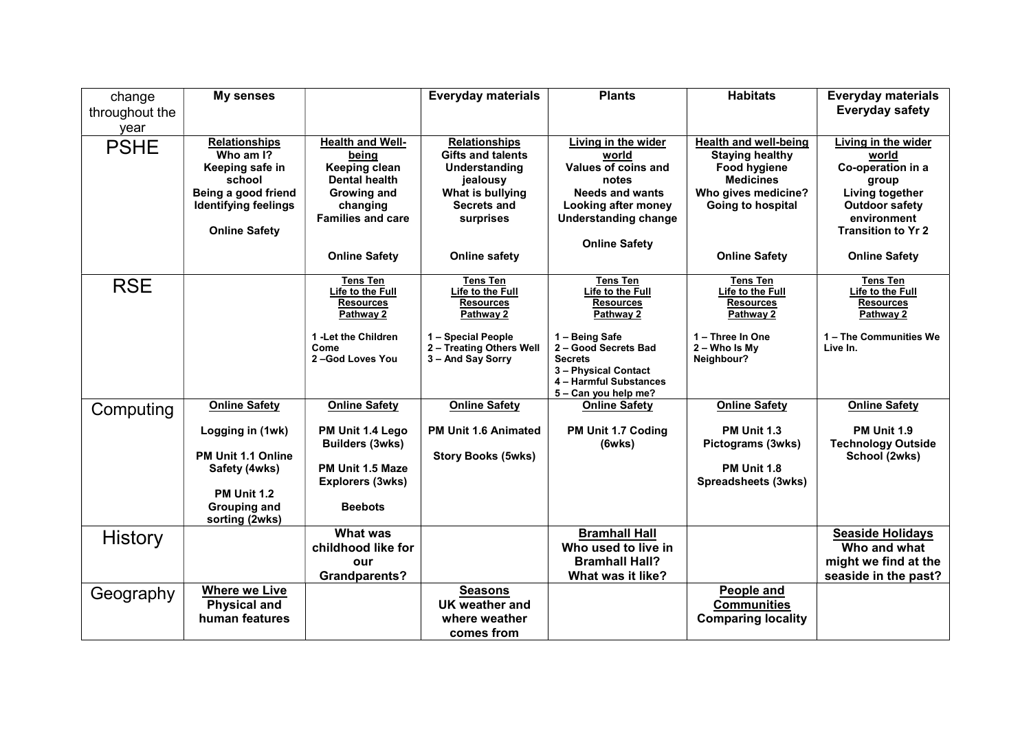| change throughout the year | My senses | | Everyday materials | Plants | Habitats | Everyday materials Everyday safety |
|---|---|---|---|---|---|---|
| PSHE | **Relationships** Who am I? Keeping safe in school Being a good friend Identifying feelings<br><br>Online Safety | **Health and Well-being** Keeping clean Dental health Growing and changing Families and care<br><br>Online Safety | **Relationships** Gifts and talents Understanding jealousy What is bullying Secrets and surprises<br><br>Online safety | **Living in the wider world** Values of coins and notes Needs and wants Looking after money Understanding change<br><br>Online Safety | **Health and well-being** Staying healthy Food hygiene Medicines Who gives medicine? Going to hospital<br><br>Online Safety | **Living in the wider world** Co-operation in a group Living together Outdoor safety environment Transition to Yr 2<br><br>Online Safety |
| RSE | | **Tens Ten Life to the Full Resources Pathway 2**<br><br>1 -Let the Children Come<br>2 –God Loves You | **Tens Ten Life to the Full Resources Pathway 2**<br><br>1 – Special People<br>2 – Treating Others Well<br>3 – And Say Sorry | **Tens Ten Life to the Full Resources Pathway 2**<br><br>1 – Being Safe<br>2 – Good Secrets Bad Secrets<br>3 – Physical Contact<br>4 – Harmful Substances<br>5 – Can you help me? | **Tens Ten Life to the Full Resources Pathway 2**<br><br>1 – Three In One<br>2 – Who Is My Neighbour? | **Tens Ten Life to the Full Resources Pathway 2**<br><br>1 – The Communities We Live In. |
| Computing | **Online Safety**<br><br>Logging in (1wk)<br><br>PM Unit 1.1 Online Safety (4wks)<br><br>PM Unit 1.2 Grouping and sorting (2wks) | **Online Safety**<br><br>PM Unit 1.4 Lego Builders (3wks)<br><br>PM Unit 1.5 Maze Explorers (3wks)<br><br>Beebots | **Online Safety**<br><br>PM Unit 1.6 Animated<br><br>Story Books (5wks) | **Online Safety**<br><br>PM Unit 1.7 Coding (6wks) | **Online Safety**<br><br>PM Unit 1.3 Pictograms (3wks)<br><br>PM Unit 1.8 Spreadsheets (3wks) | **Online Safety**<br><br>PM Unit 1.9 Technology Outside School (2wks) |
| History | | What was childhood like for our Grandparents? | | **Bramhall Hall** Who used to live in Bramhall Hall? What was it like? | | **Seaside Holidays** Who and what might we find at the seaside in the past? |
| Geography | **Where we Live** Physical and human features | | **Seasons** UK weather and where weather comes from | | **People and Communities** Comparing locality | |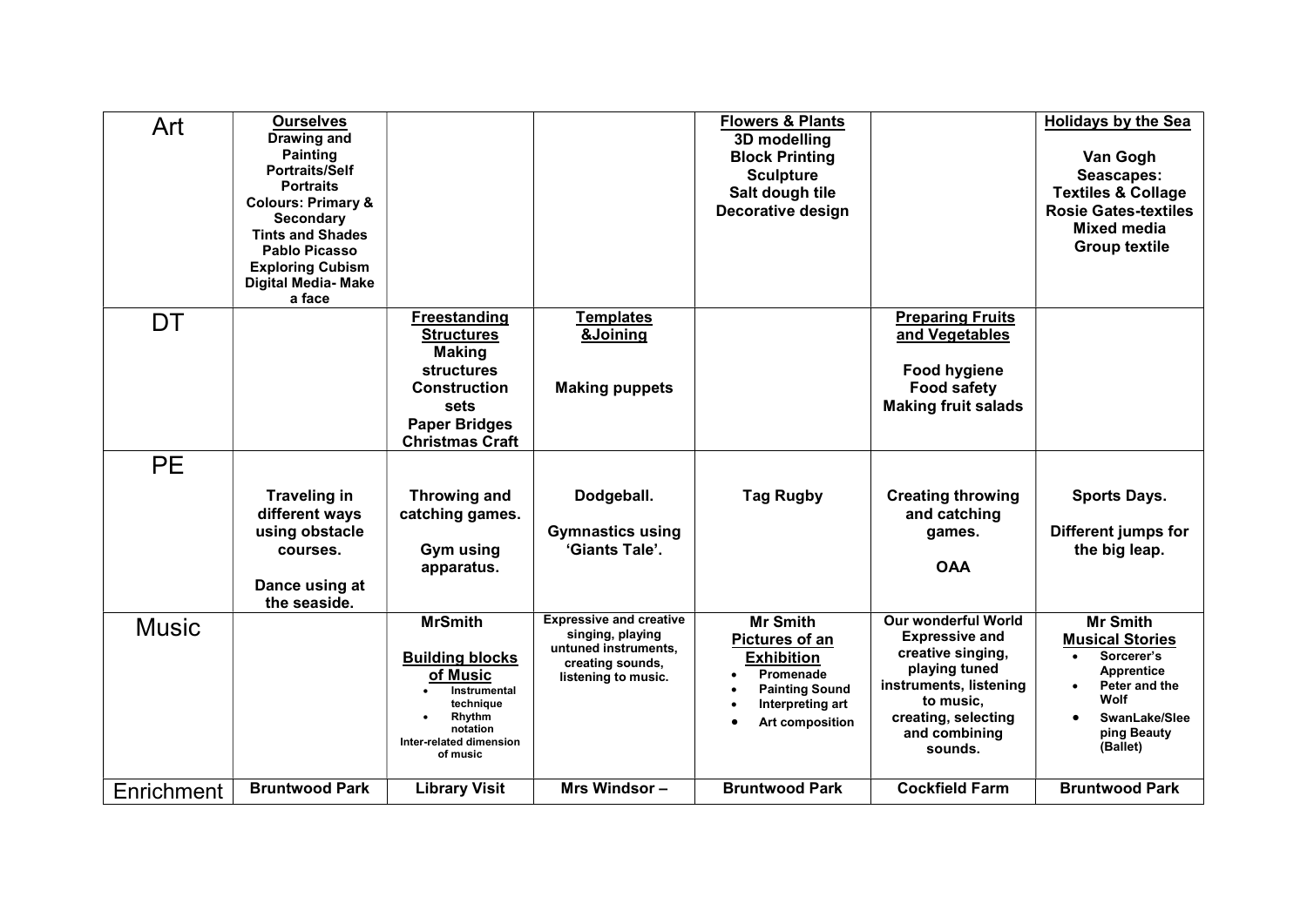| Art | **Ourselves**<br>Drawing and Painting<br>Portraits/Self Portraits<br>Colours: Primary & Secondary<br>Tints and Shades<br>Pablo Picasso<br>Exploring Cubism<br>Digital Media- Make a face | | | **Flowers & Plants**<br>3D modelling<br>Block Printing<br>Sculpture<br>Salt dough tile<br>Decorative design | | **Holidays by the Sea**<br><br>Van Gogh<br>Seascapes:<br>Textiles & Collage<br>Rosie Gates-textiles<br>Mixed media<br>Group textile |
|---|---|---|---|---|---|---|
| DT | | **Freestanding Structures**<br>Making structures<br>Construction sets<br>Paper Bridges<br>Christmas Craft | **Templates &Joining**<br><br>Making puppets | | **Preparing Fruits and Vegetables**<br><br>Food hygiene<br>Food safety<br>Making fruit salads | |
| PE | Traveling in different ways using obstacle courses.<br><br>Dance using at the seaside. | Throwing and catching games.<br><br>Gym using apparatus. | Dodgeball.<br><br>Gymnastics using 'Giants Tale'. | Tag Rugby | Creating throwing and catching games.<br><br>OAA | Sports Days.<br><br>Different jumps for the big leap. |
| Music | | MrSmith<br><br>**Building blocks of Music**<br>• Instrumental technique<br>• Rhythm notation<br>Inter-related dimension of music | Expressive and creative singing, playing untuned instruments, creating sounds, listening to music. | Mr Smith<br>**Pictures of an Exhibition**<br>• Promenade<br>• Painting Sound<br>• Interpreting art<br>• Art composition | Our wonderful World<br>Expressive and creative singing, playing tuned instruments, listening to music, creating, selecting and combining sounds. | Mr Smith<br>**Musical Stories**<br>• Sorcerer's Apprentice<br>• Peter and the Wolf<br>• SwanLake/Sleeping Beauty (Ballet) |
| Enrichment | Bruntwood Park | Library Visit | Mrs Windsor – | Bruntwood Park | Cockfield Farm | Bruntwood Park |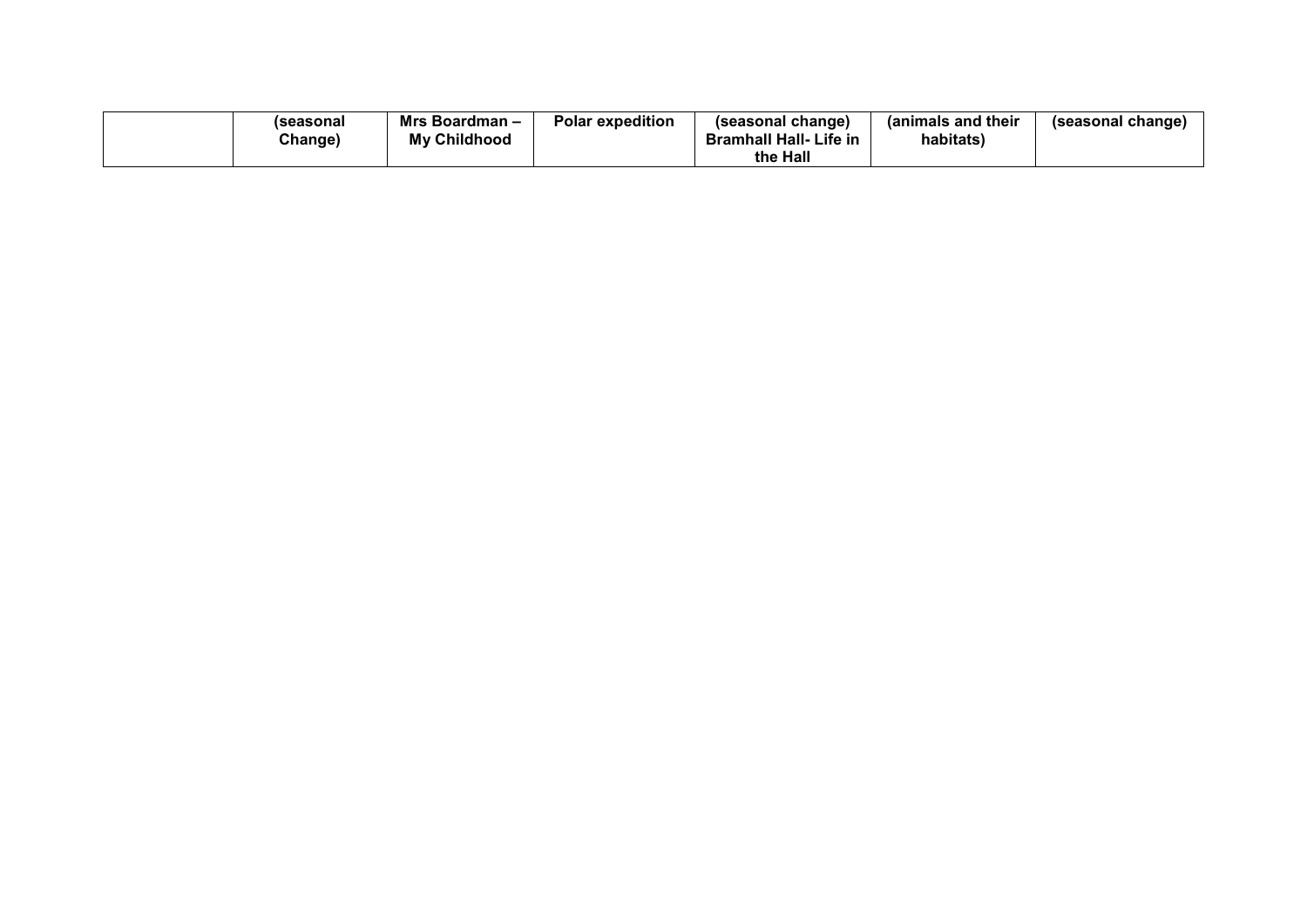| | | | | | | |
|---|---|---|---|---|---|---|
| | **(seasonal Change)** | **Mrs Boardman – My Childhood** | **Polar expedition** | **(seasonal change) Bramhall Hall- Life in the Hall** | **(animals and their habitats)** | **(seasonal change)** |